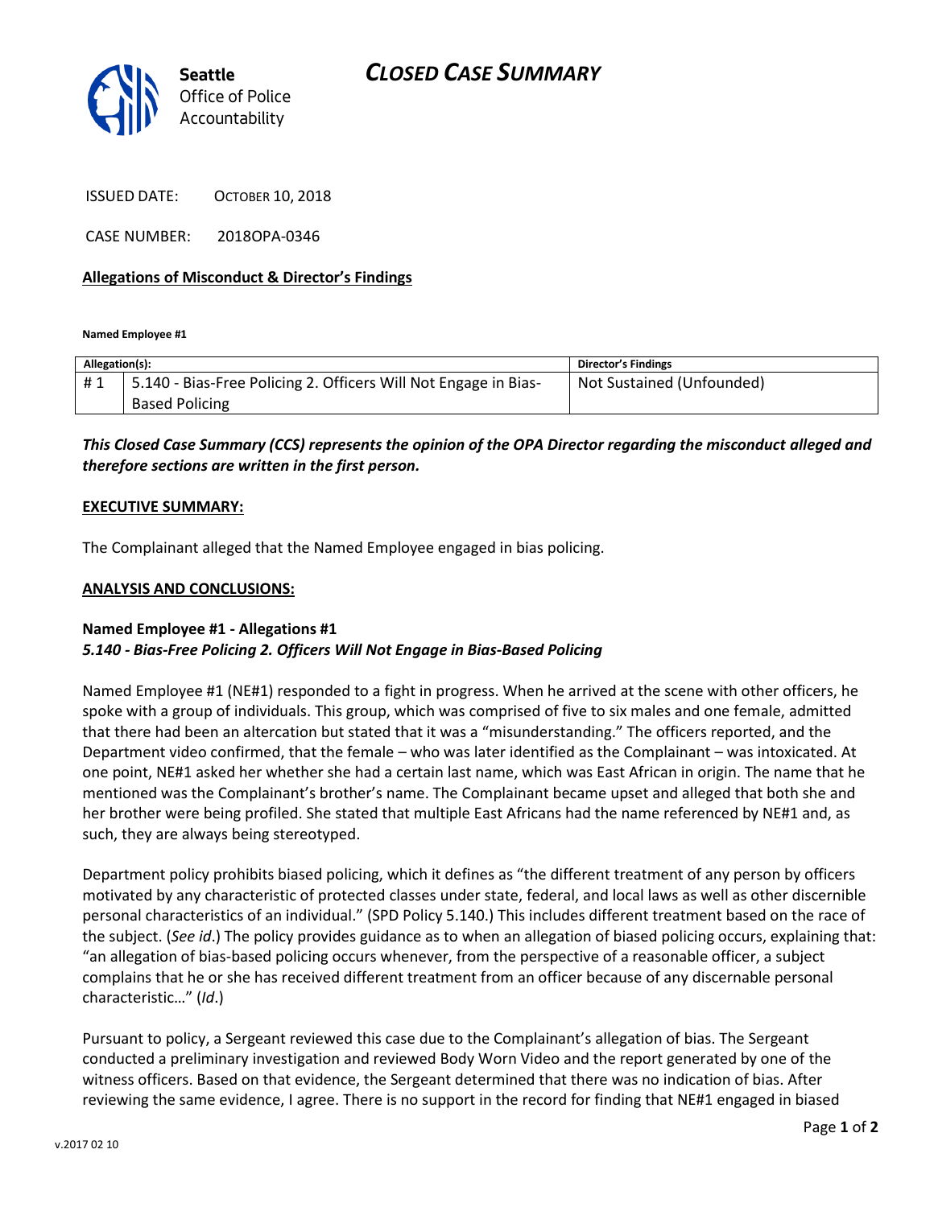Seattle Office of Police Accountability

# CLOSED CASE SUMMARY

ISSUED DATE: OCTOBER 10, 2018

CASE NUMBER: 2018OPA-0346

**Allegations of Misconduct & Director's Findings**

**Named Employee #1**

| Allegation(s): | | Director's Findings |
|---|---|---|
| # 1 | 5.140 - Bias-Free Policing 2. Officers Will Not Engage in Bias-Based Policing | Not Sustained (Unfounded) |

***This Closed Case Summary (CCS) represents the opinion of the OPA Director regarding the misconduct alleged and therefore sections are written in the first person.***

**EXECUTIVE SUMMARY:**

The Complainant alleged that the Named Employee engaged in bias policing.

**ANALYSIS AND CONCLUSIONS:**

**Named Employee #1 - Allegations #1**
***5.140 - Bias-Free Policing 2. Officers Will Not Engage in Bias-Based Policing***

Named Employee #1 (NE#1) responded to a fight in progress. When he arrived at the scene with other officers, he spoke with a group of individuals. This group, which was comprised of five to six males and one female, admitted that there had been an altercation but stated that it was a "misunderstanding." The officers reported, and the Department video confirmed, that the female – who was later identified as the Complainant – was intoxicated. At one point, NE#1 asked her whether she had a certain last name, which was East African in origin. The name that he mentioned was the Complainant's brother's name. The Complainant became upset and alleged that both she and her brother were being profiled. She stated that multiple East Africans had the name referenced by NE#1 and, as such, they are always being stereotyped.

Department policy prohibits biased policing, which it defines as "the different treatment of any person by officers motivated by any characteristic of protected classes under state, federal, and local laws as well as other discernible personal characteristics of an individual." (SPD Policy 5.140.) This includes different treatment based on the race of the subject. (*See id*.) The policy provides guidance as to when an allegation of biased policing occurs, explaining that: "an allegation of bias-based policing occurs whenever, from the perspective of a reasonable officer, a subject complains that he or she has received different treatment from an officer because of any discernable personal characteristic…" (*Id*.)

Pursuant to policy, a Sergeant reviewed this case due to the Complainant's allegation of bias. The Sergeant conducted a preliminary investigation and reviewed Body Worn Video and the report generated by one of the witness officers. Based on that evidence, the Sergeant determined that there was no indication of bias. After reviewing the same evidence, I agree. There is no support in the record for finding that NE#1 engaged in biased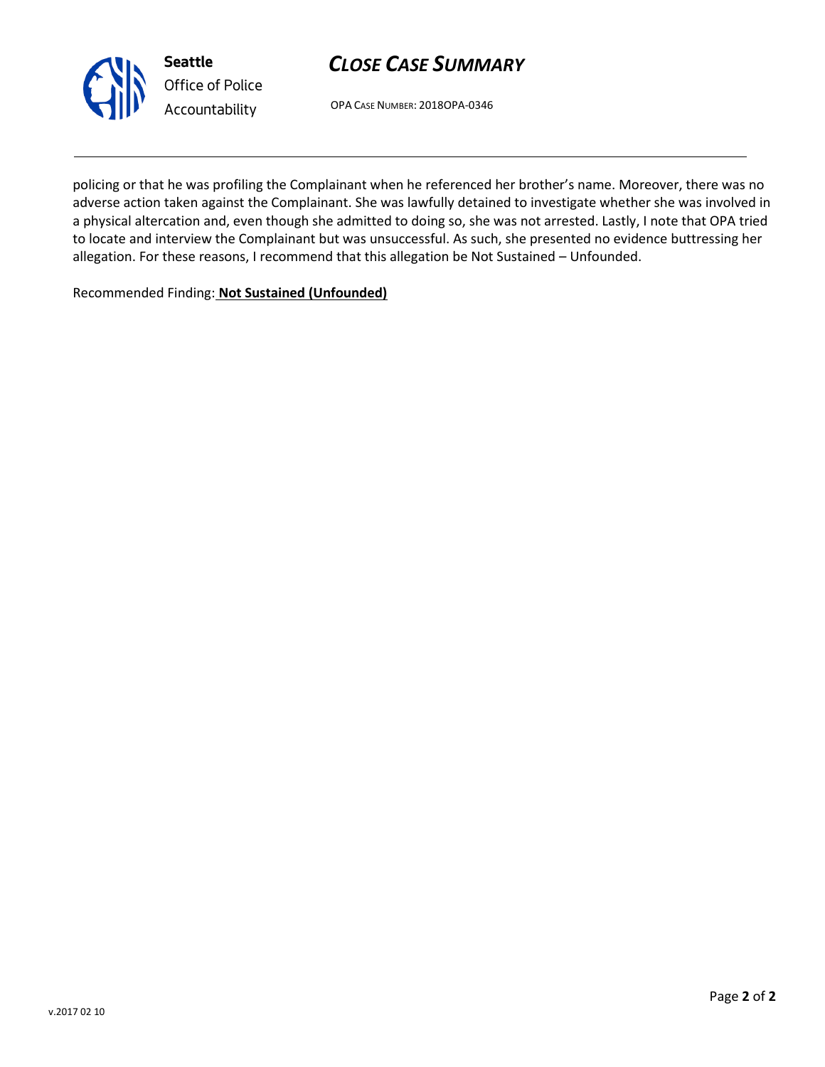policing or that he was profiling the Complainant when he referenced her brother's name. Moreover, there was no adverse action taken against the Complainant. She was lawfully detained to investigate whether she was involved in a physical altercation and, even though she admitted to doing so, she was not arrested. Lastly, I note that OPA tried to locate and interview the Complainant but was unsuccessful. As such, she presented no evidence buttressing her allegation. For these reasons, I recommend that this allegation be Not Sustained – Unfounded.

Recommended Finding: **Not Sustained (Unfounded)**